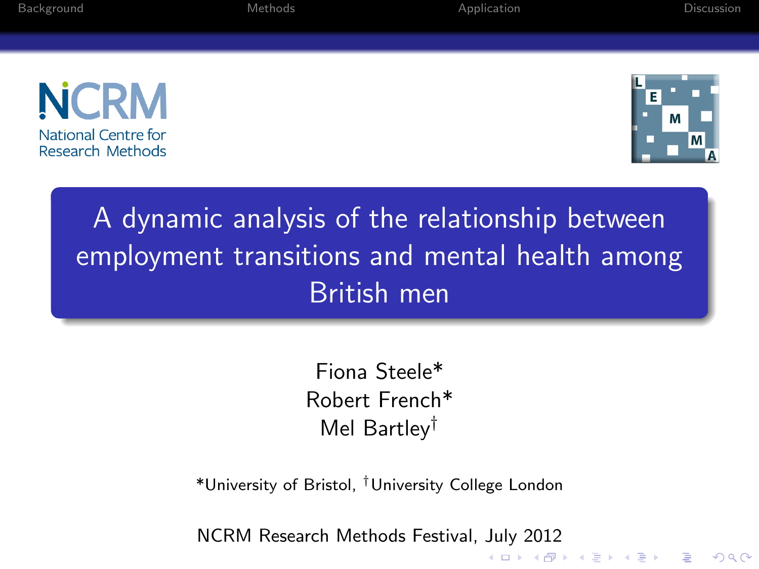# A dynamic analysis of the relationship between employment transitions and mental health among British men

Fiona Steele*
Robert French*
Mel Bartley†

*University of Bristol, †University College London

NCRM Research Methods Festival, July 2012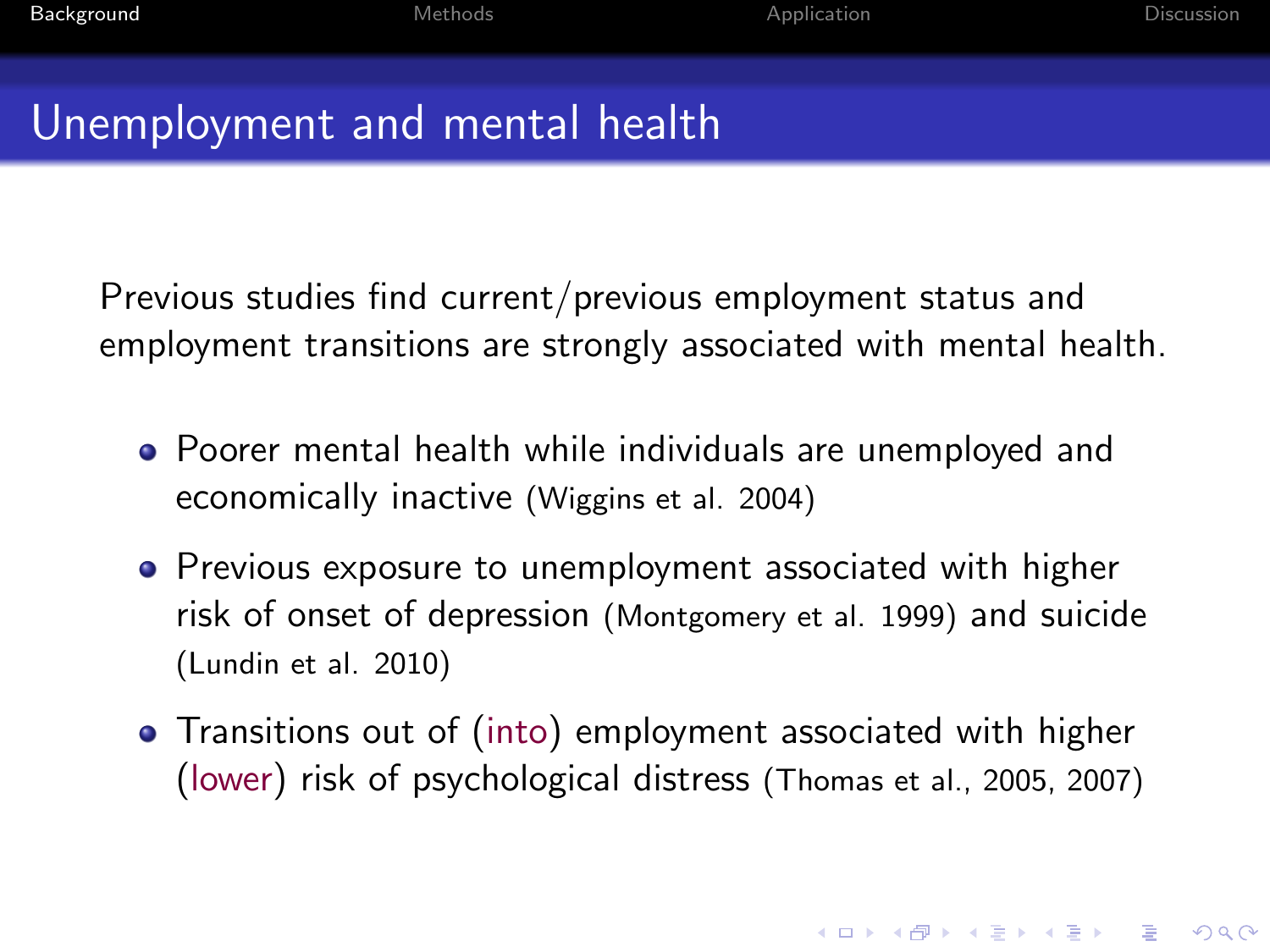# Unemployment and mental health

Previous studies find current/previous employment status and employment transitions are strongly associated with mental health.

- Poorer mental health while individuals are unemployed and economically inactive (Wiggins et al. 2004)
- Previous exposure to unemployment associated with higher risk of onset of depression (Montgomery et al. 1999) and suicide (Lundin et al. 2010)
- Transitions out of (into) employment associated with higher (lower) risk of psychological distress (Thomas et al., 2005, 2007)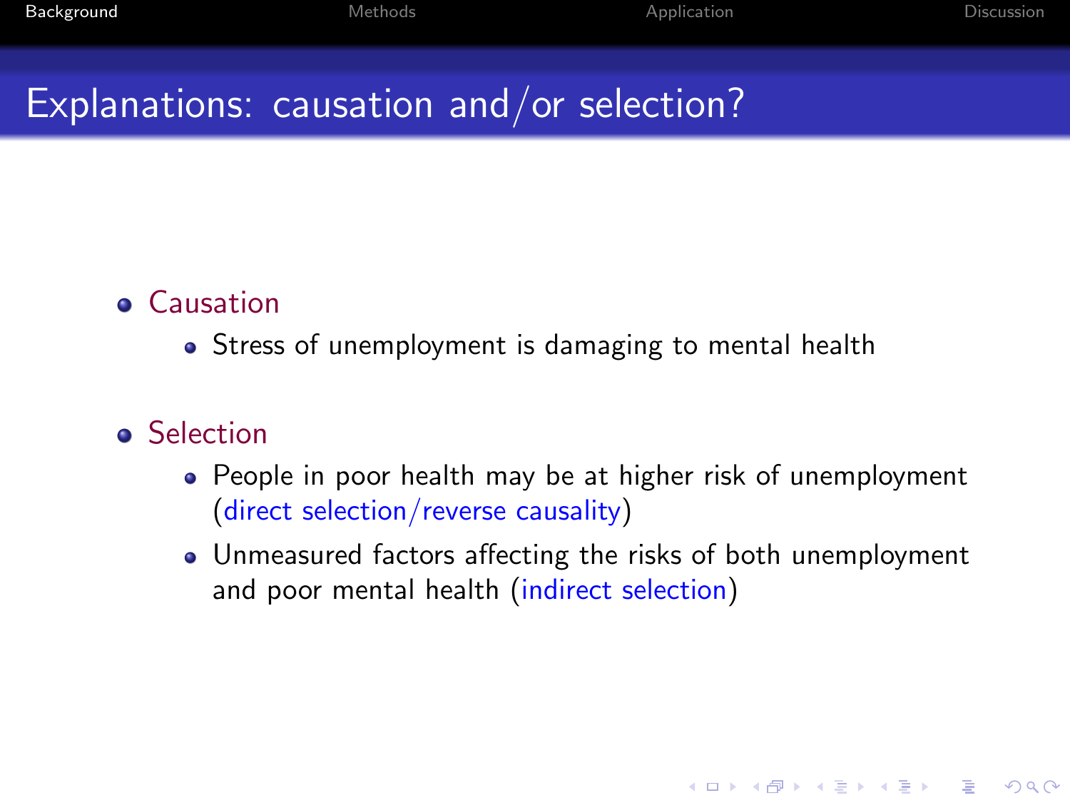## Explanations: causation and/or selection?

- Causation
  - Stress of unemployment is damaging to mental health
- Selection
  - People in poor health may be at higher risk of unemployment (direct selection/reverse causality)
  - Unmeasured factors affecting the risks of both unemployment and poor mental health (indirect selection)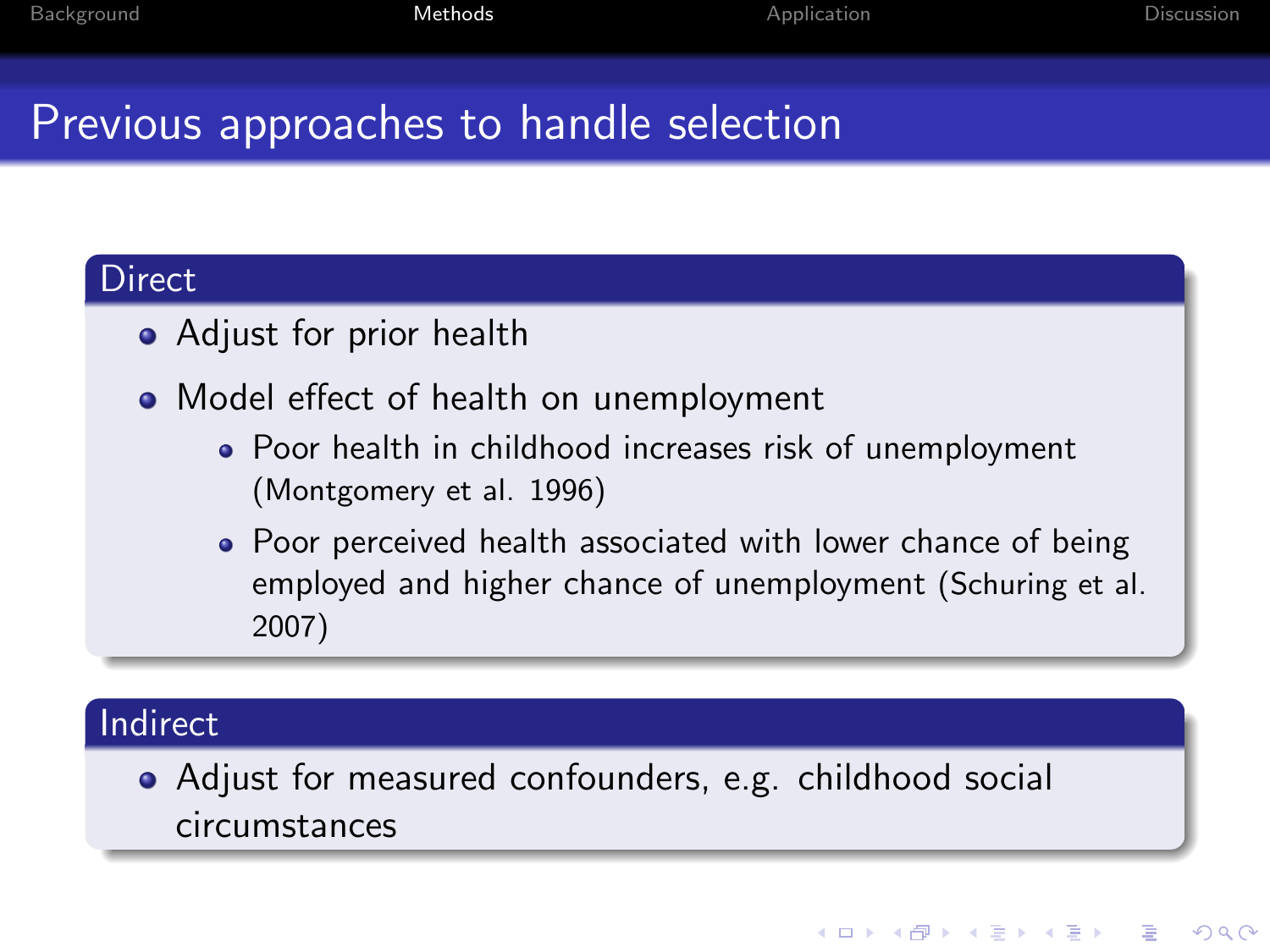# Previous approaches to handle selection

## Direct

- Adjust for prior health
- Model effect of health on unemployment
  - Poor health in childhood increases risk of unemployment (Montgomery et al. 1996)
  - Poor perceived health associated with lower chance of being employed and higher chance of unemployment (Schuring et al. 2007)

## Indirect

- Adjust for measured confounders, e.g. childhood social circumstances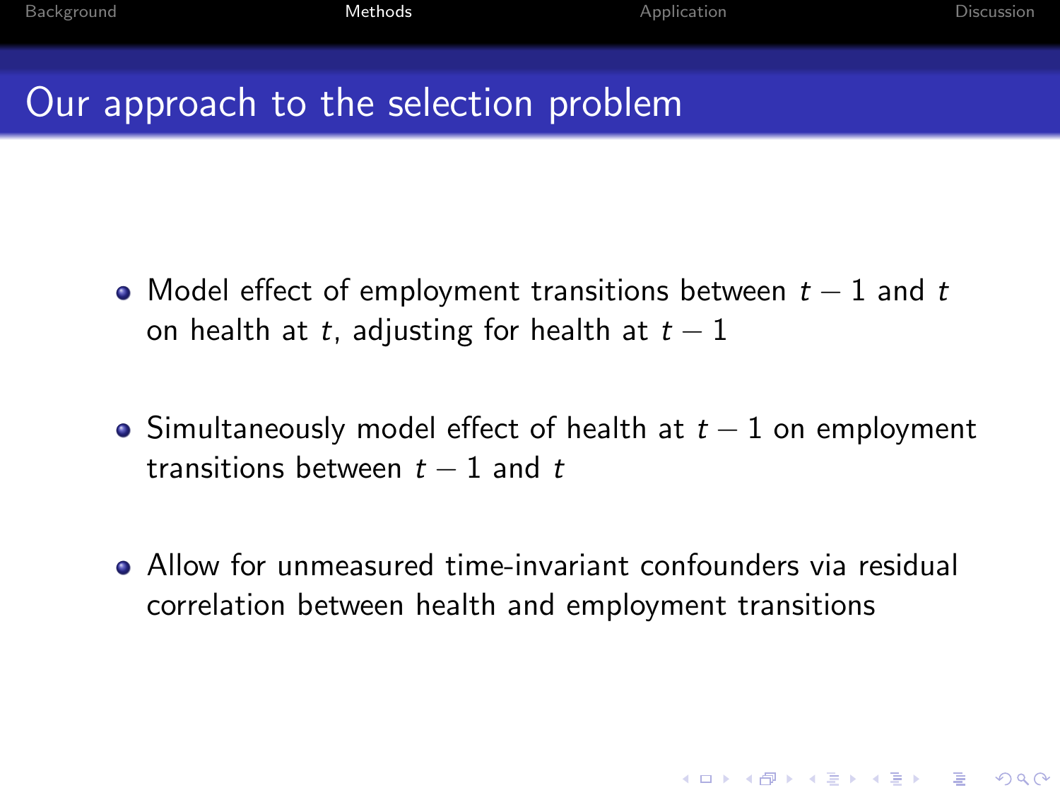# Our approach to the selection problem

- Model effect of employment transitions between $t-1$ and $t$ on health at $t$, adjusting for health at $t-1$
- Simultaneously model effect of health at $t-1$ on employment transitions between $t-1$ and $t$
- Allow for unmeasured time-invariant confounders via residual correlation between health and employment transitions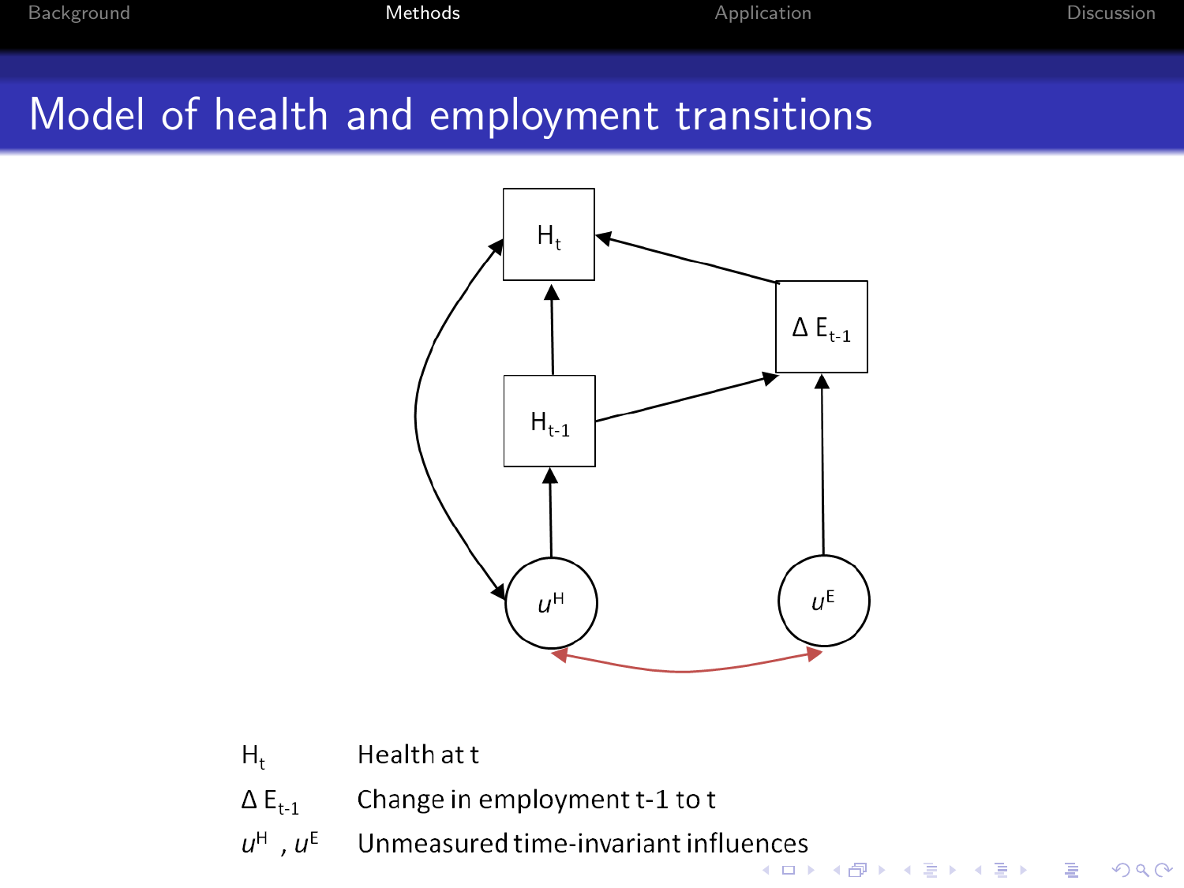# Model of health and employment transitions

| | |
|---|---|
| $H_t$ | Health at t |
| $\Delta E_{t-1}$ | Change in employment t-1 to t |
| $u^H$ , $u^E$ | Unmeasured time-invariant influences |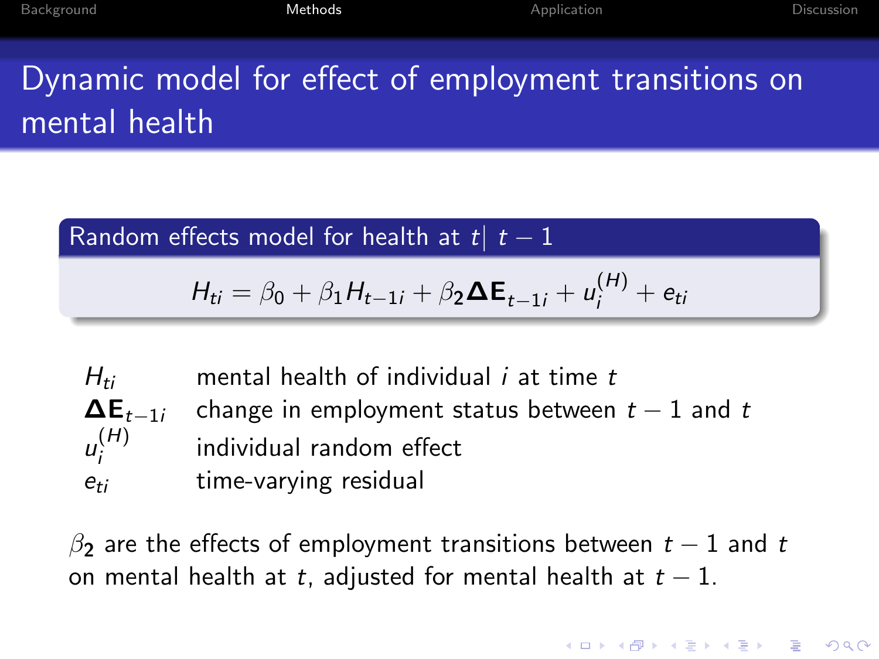# Dynamic model for effect of employment transitions on mental health

**Random effects model for health at $t|\ t-1$**

$$H_{ti} = \beta_0 + \beta_1 H_{t-1i} + \beta_2 \mathbf{\Delta E}_{t-1i} + u_i^{(H)} + e_{ti}$$

| | |
|---|---|
| $H_{ti}$ | mental health of individual $i$ at time $t$ |
| $\mathbf{\Delta E}_{t-1i}$ | change in employment status between $t-1$ and $t$ |
| $u_i^{(H)}$ | individual random effect |
| $e_{ti}$ | time-varying residual |

$\boldsymbol{\beta_2}$ are the effects of employment transitions between $t-1$ and $t$ on mental health at $t$, adjusted for mental health at $t-1$.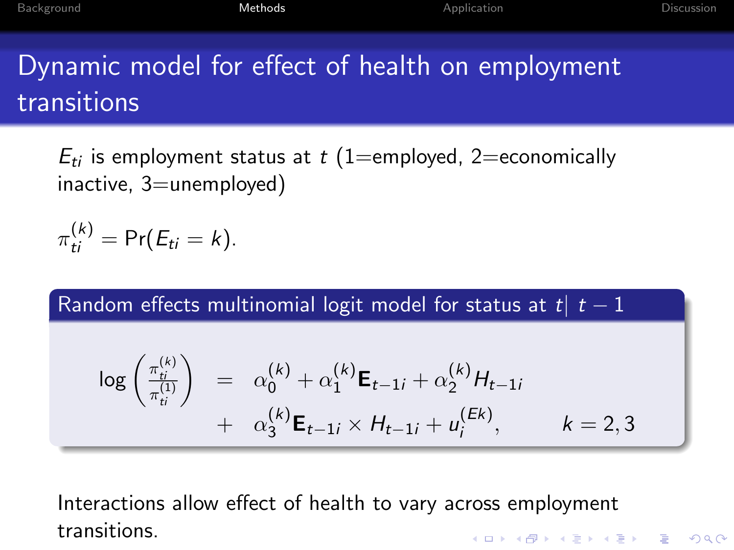# Dynamic model for effect of health on employment transitions

$E_{ti}$ is employment status at $t$ (1=employed, 2=economically inactive, 3=unemployed)

$\pi_{ti}^{(k)} = \Pr(E_{ti} = k)$.

**Random effects multinomial logit model for status at $t| \ t-1$**

$$
\begin{aligned}
\log\left(\frac{\pi_{ti}^{(k)}}{\pi_{ti}^{(1)}}\right) &= \alpha_0^{(k)} + \alpha_1^{(k)}\mathbf{E}_{t-1i} + \alpha_2^{(k)}H_{t-1i} \\
&+ \alpha_3^{(k)}\mathbf{E}_{t-1i} \times H_{t-1i} + u_i^{(Ek)}, \qquad k = 2, 3
\end{aligned}
$$

Interactions allow effect of health to vary across employment transitions.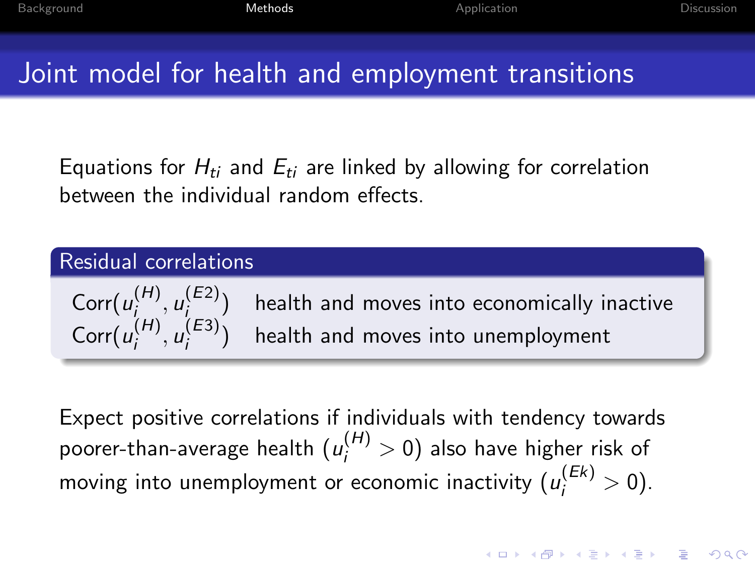# Joint model for health and employment transitions

Equations for $H_{ti}$ and $E_{ti}$ are linked by allowing for correlation between the individual random effects.

## Residual correlations

| | |
|---|---|
| $\text{Corr}(u_i^{(H)}, u_i^{(E2)})$ | health and moves into economically inactive |
| $\text{Corr}(u_i^{(H)}, u_i^{(E3)})$ | health and moves into unemployment |

Expect positive correlations if individuals with tendency towards poorer-than-average health ($u_i^{(H)} > 0$) also have higher risk of moving into unemployment or economic inactivity ($u_i^{(Ek)} > 0$).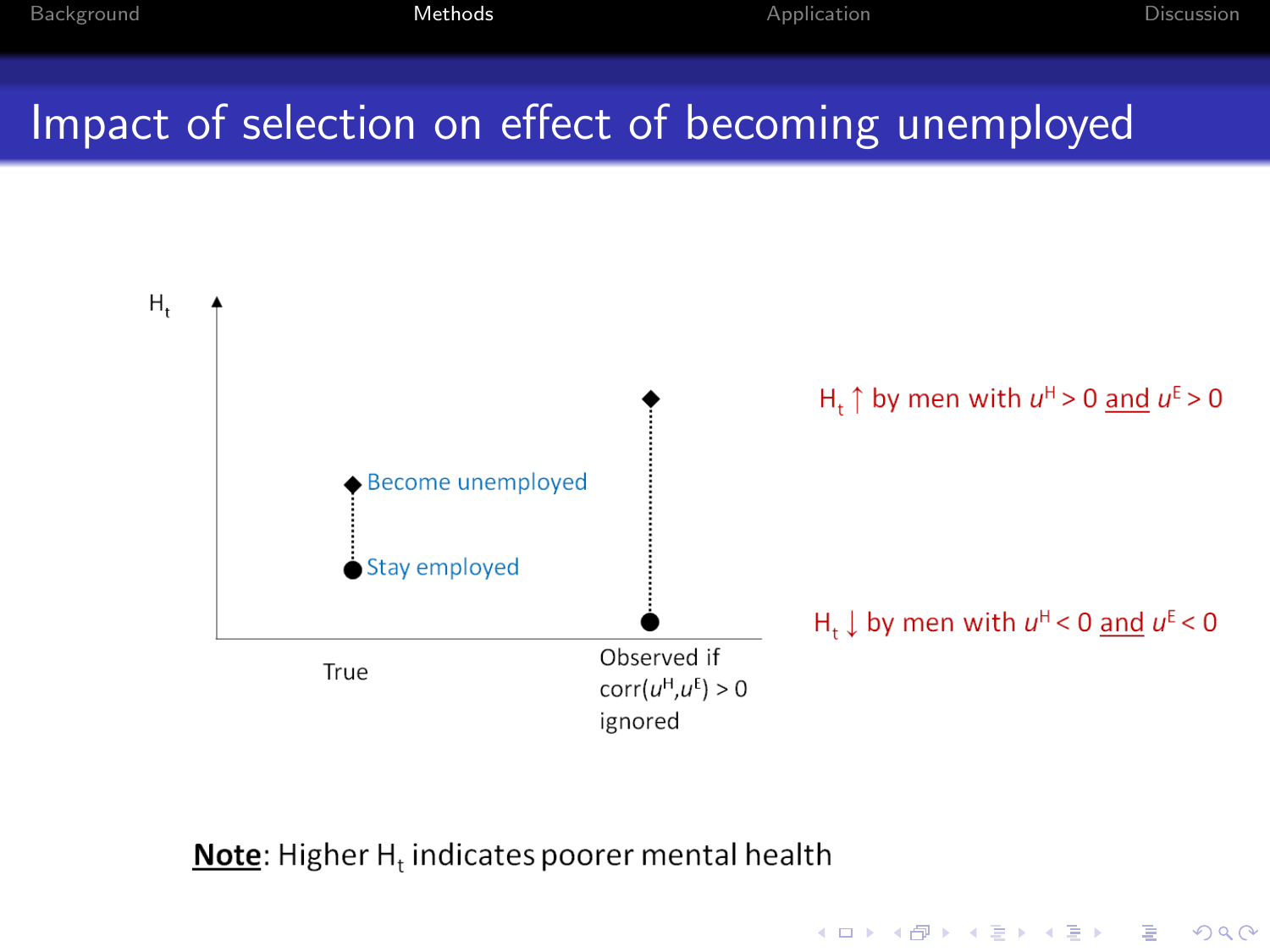# Impact of selection on effect of becoming unemployed

$H_t$

Become unemployed

Stay employed

True

Observed if $\text{corr}(u^H, u^E) > 0$ ignored

$H_t \uparrow$ by men with $u^H > 0$ and $u^E > 0$

$H_t \downarrow$ by men with $u^H < 0$ and $u^E < 0$

**Note**: Higher $H_t$ indicates poorer mental health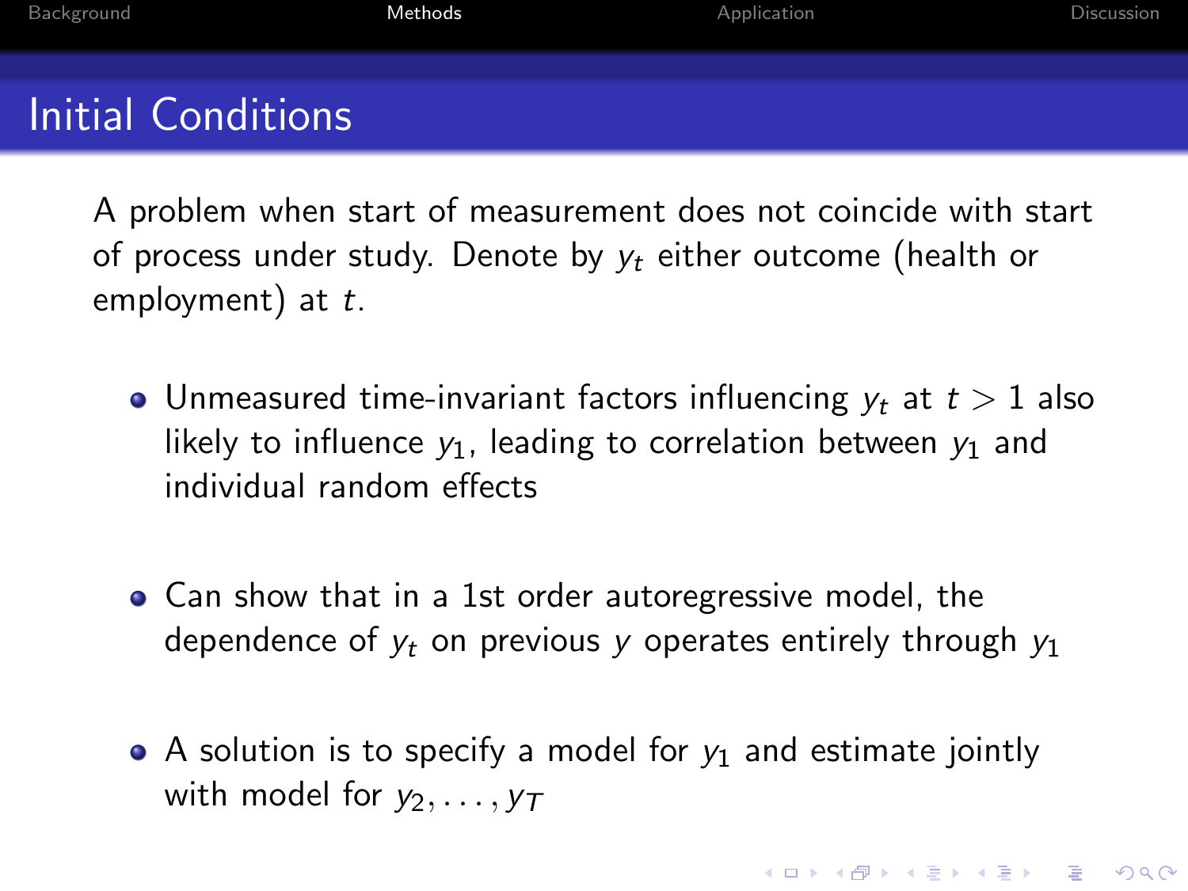# Initial Conditions

A problem when start of measurement does not coincide with start of process under study. Denote by $y_t$ either outcome (health or employment) at $t$.

- Unmeasured time-invariant factors influencing $y_t$ at $t > 1$ also likely to influence $y_1$, leading to correlation between $y_1$ and individual random effects
- Can show that in a 1st order autoregressive model, the dependence of $y_t$ on previous $y$ operates entirely through $y_1$
- A solution is to specify a model for $y_1$ and estimate jointly with model for $y_2, \ldots, y_T$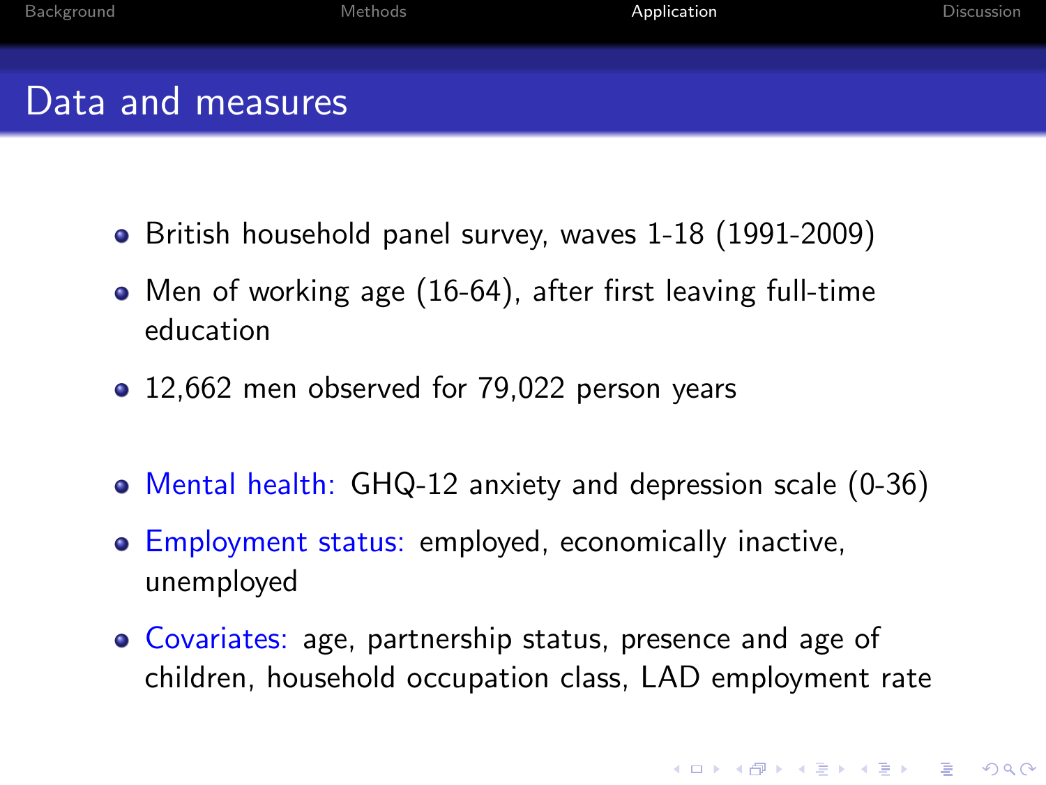# Data and measures

- British household panel survey, waves 1-18 (1991-2009)
- Men of working age (16-64), after first leaving full-time education
- 12,662 men observed for 79,022 person years

- Mental health: GHQ-12 anxiety and depression scale (0-36)
- Employment status: employed, economically inactive, unemployed
- Covariates: age, partnership status, presence and age of children, household occupation class, LAD employment rate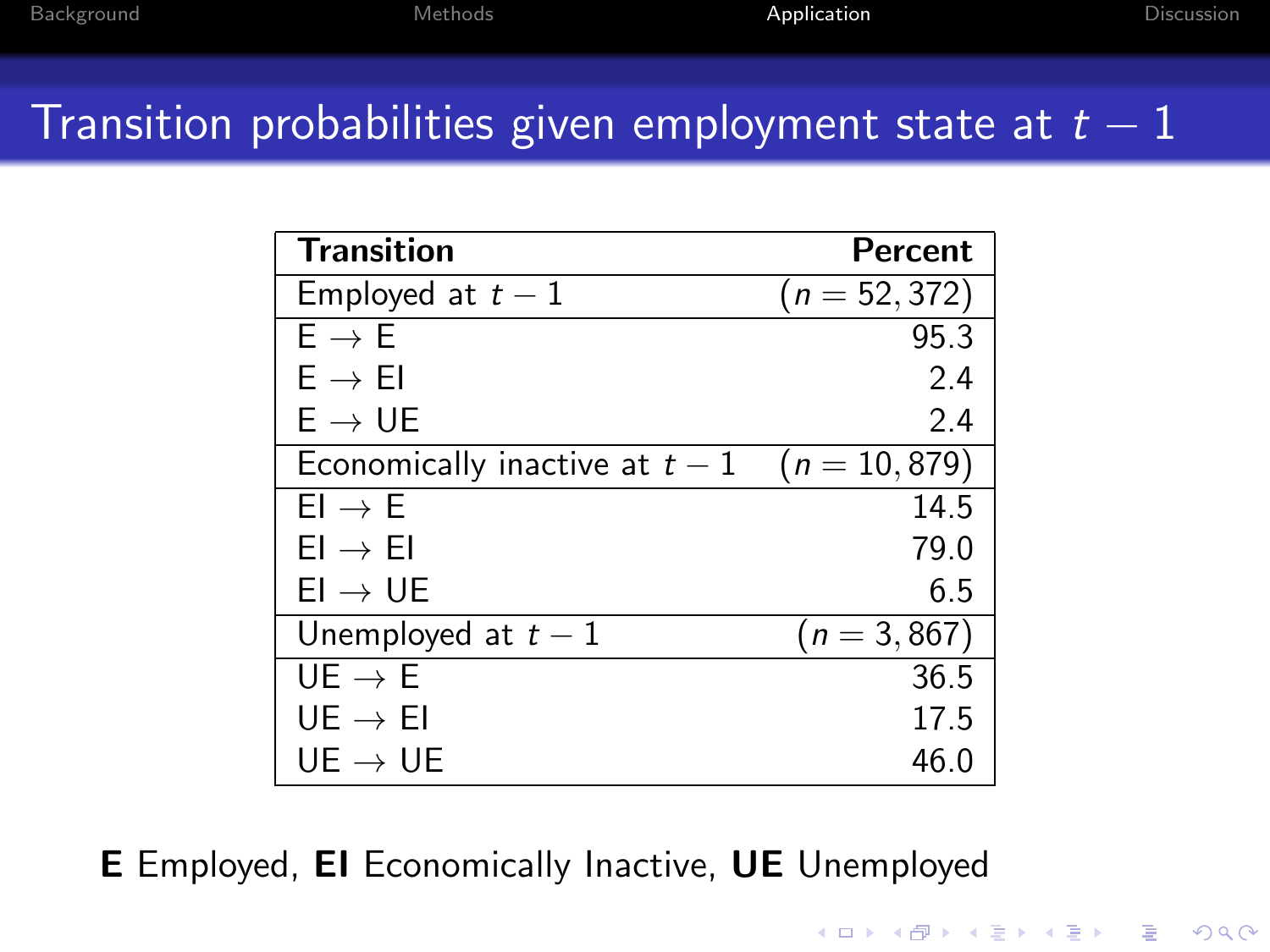# Transition probabilities given employment state at $t-1$

| Transition | Percent |
|---|---|
| Employed at $t-1$ | $(n = 52,372)$ |
| E $\rightarrow$ E | 95.3 |
| E $\rightarrow$ EI | 2.4 |
| E $\rightarrow$ UE | 2.4 |
| Economically inactive at $t-1$ | $(n = 10,879)$ |
| EI $\rightarrow$ E | 14.5 |
| EI $\rightarrow$ EI | 79.0 |
| EI $\rightarrow$ UE | 6.5 |
| Unemployed at $t-1$ | $(n = 3,867)$ |
| UE $\rightarrow$ E | 36.5 |
| UE $\rightarrow$ EI | 17.5 |
| UE $\rightarrow$ UE | 46.0 |

**E** Employed, **EI** Economically Inactive, **UE** Unemployed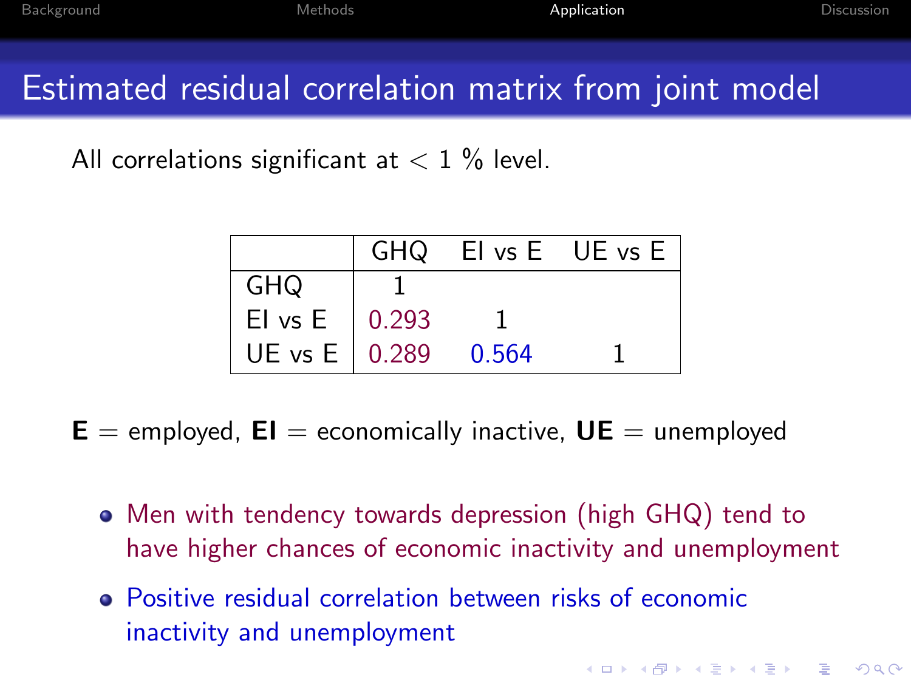# Estimated residual correlation matrix from joint model

All correlations significant at $< 1$ % level.

| | GHQ | EI vs E | UE vs E |
|---|---|---|---|
| GHQ | 1 | | |
| EI vs E | 0.293 | 1 | |
| UE vs E | 0.289 | 0.564 | 1 |

**E** = employed, **EI** = economically inactive, **UE** = unemployed

- Men with tendency towards depression (high GHQ) tend to have higher chances of economic inactivity and unemployment
- Positive residual correlation between risks of economic inactivity and unemployment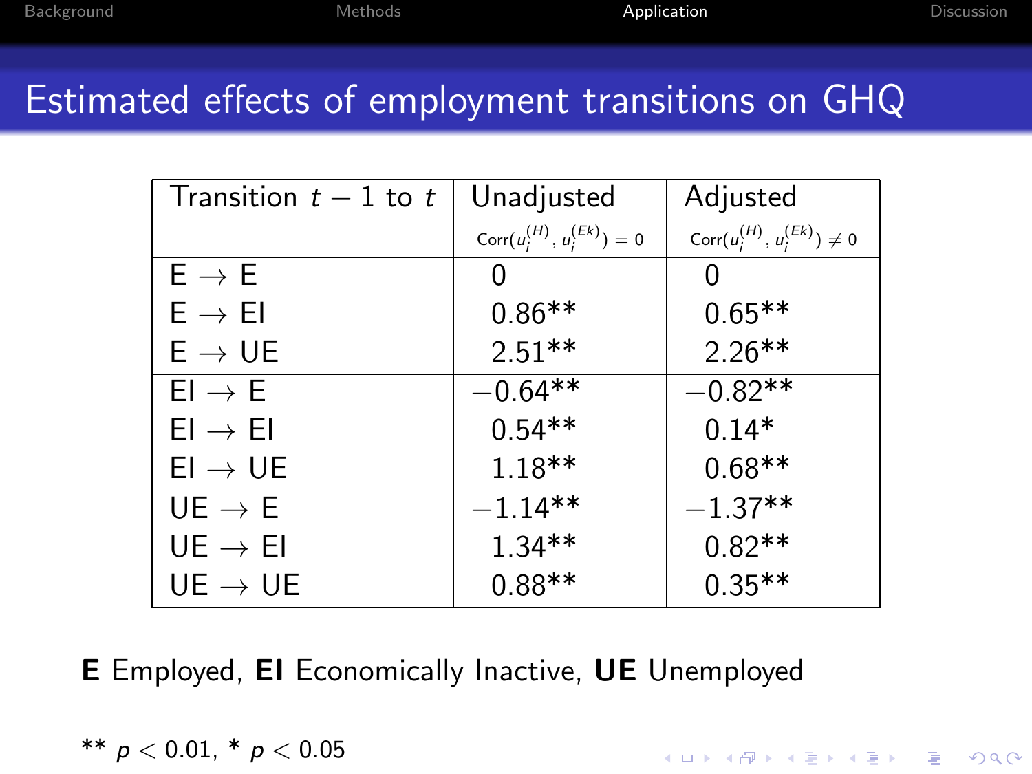# Estimated effects of employment transitions on GHQ

| Transition $t-1$ to $t$ | Unadjusted $\text{Corr}(u_i^{(H)}, u_i^{(Ek)}) = 0$ | Adjusted $\text{Corr}(u_i^{(H)}, u_i^{(Ek)}) \neq 0$ |
|---|---|---|
| E → E | 0 | 0 |
| E → EI | 0.86** | 0.65** |
| E → UE | 2.51** | 2.26** |
| EI → E | −0.64** | −0.82** |
| EI → EI | 0.54** | 0.14* |
| EI → UE | 1.18** | 0.68** |
| UE → E | −1.14** | −1.37** |
| UE → EI | 1.34** | 0.82** |
| UE → UE | 0.88** | 0.35** |

**E** Employed, **EI** Economically Inactive, **UE** Unemployed

** $p < 0.01$, * $p < 0.05$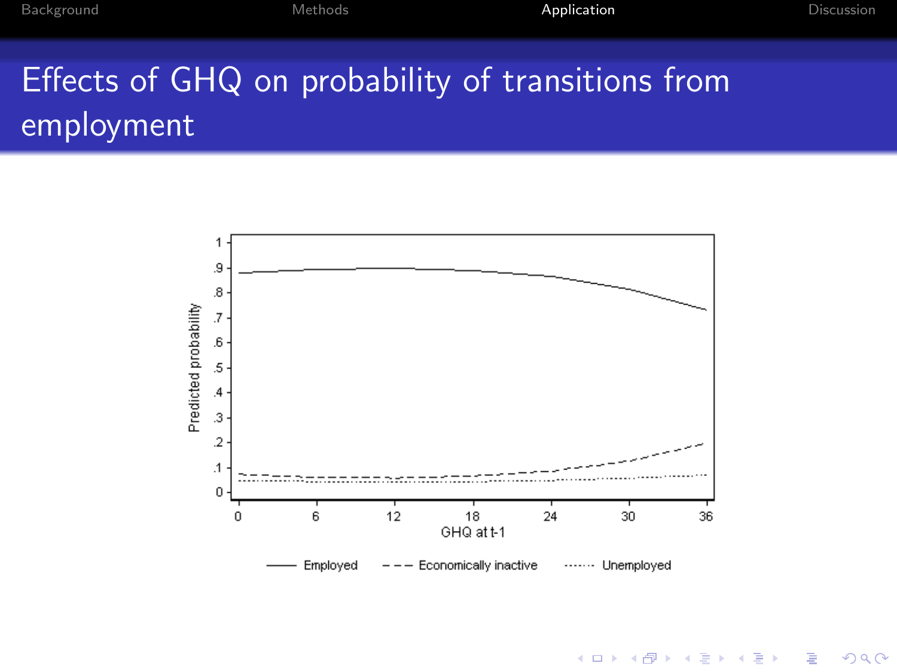# Effects of GHQ on probability of transitions from employment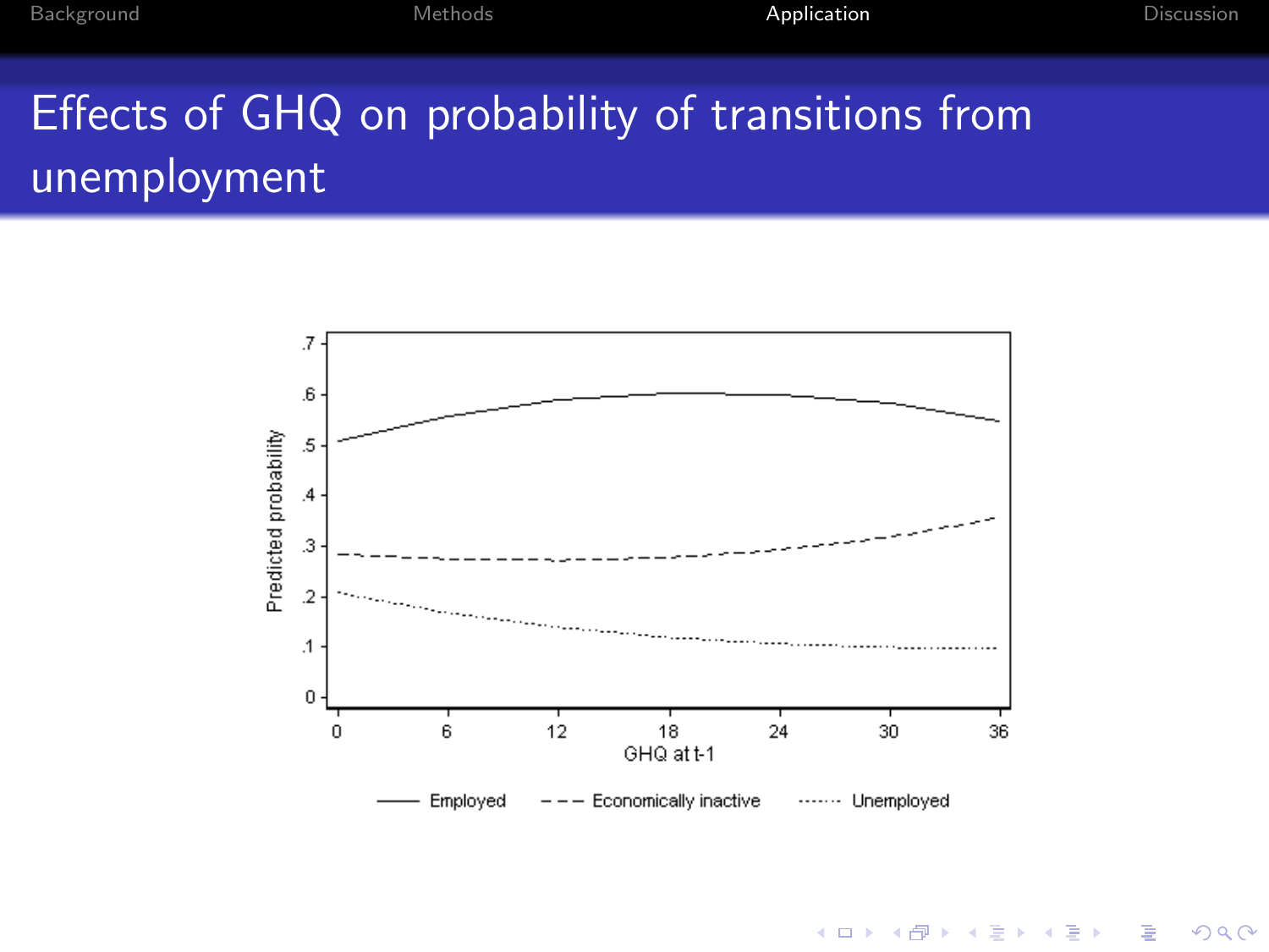# Effects of GHQ on probability of transitions from unemployment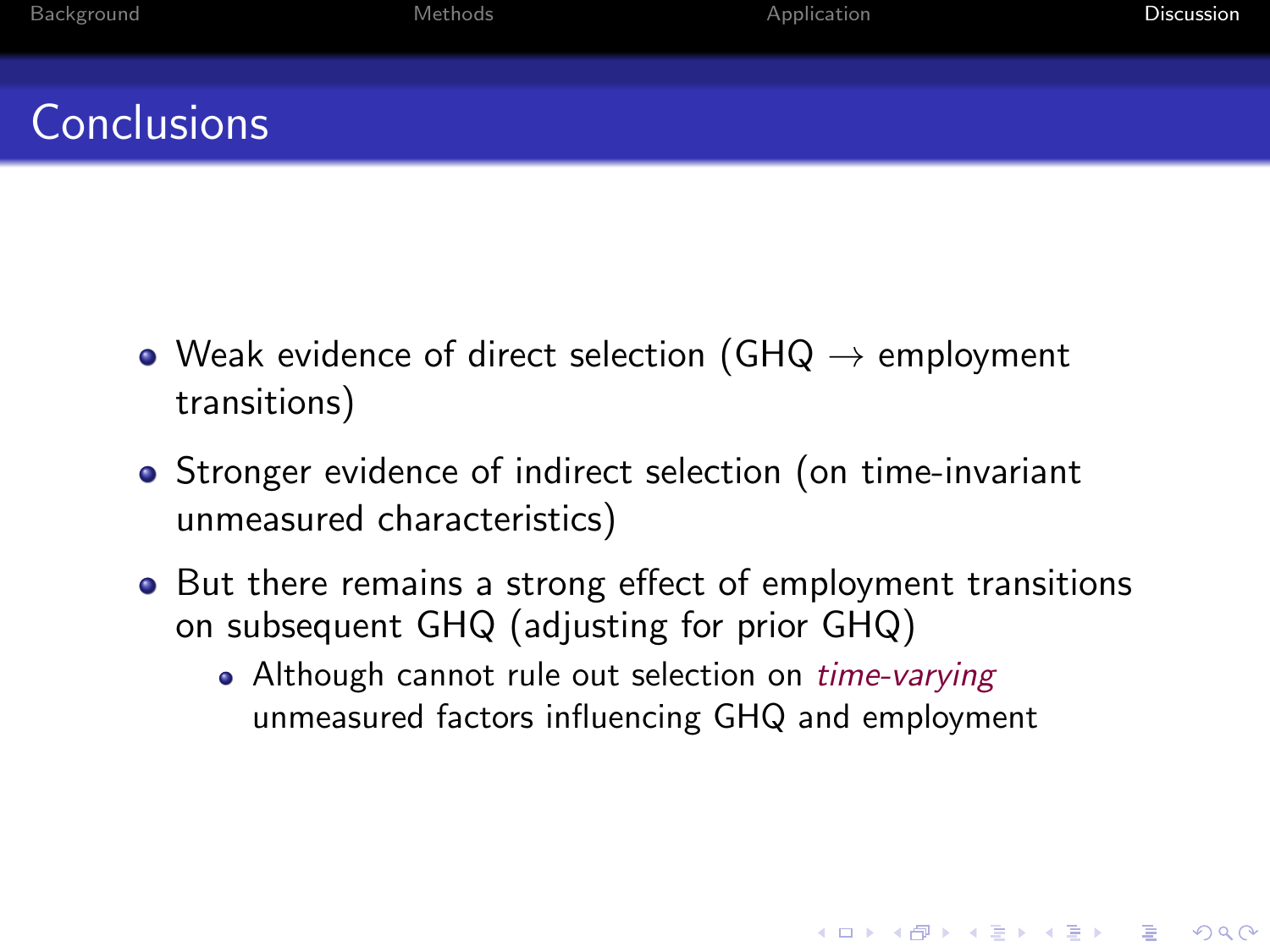# Conclusions

- Weak evidence of direct selection (GHQ $\rightarrow$ employment transitions)
- Stronger evidence of indirect selection (on time-invariant unmeasured characteristics)
- But there remains a strong effect of employment transitions on subsequent GHQ (adjusting for prior GHQ)
  - Although cannot rule out selection on *time-varying* unmeasured factors influencing GHQ and employment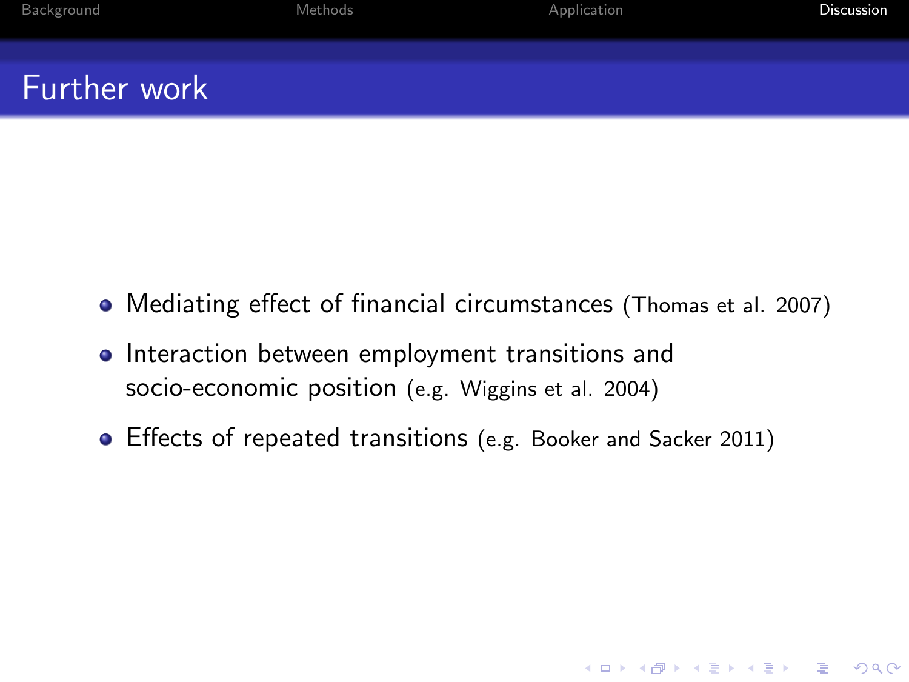# Further work

- Mediating effect of financial circumstances (Thomas et al. 2007)
- Interaction between employment transitions and socio-economic position (e.g. Wiggins et al. 2004)
- Effects of repeated transitions (e.g. Booker and Sacker 2011)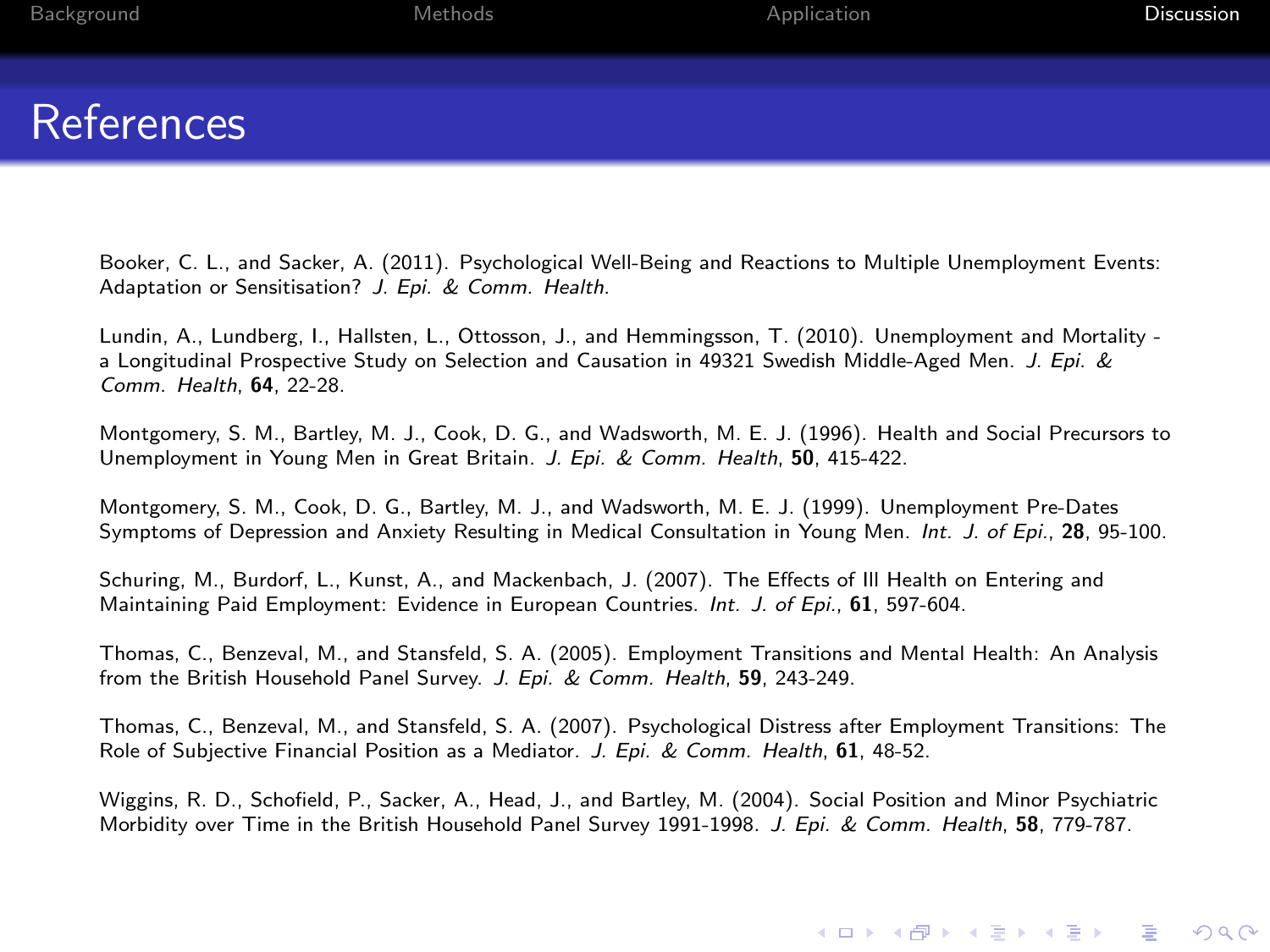# References

Booker, C. L., and Sacker, A. (2011). Psychological Well-Being and Reactions to Multiple Unemployment Events: Adaptation or Sensitisation? *J. Epi. & Comm. Health*.

Lundin, A., Lundberg, I., Hallsten, L., Ottosson, J., and Hemmingsson, T. (2010). Unemployment and Mortality - a Longitudinal Prospective Study on Selection and Causation in 49321 Swedish Middle-Aged Men. *J. Epi. & Comm. Health*, **64**, 22-28.

Montgomery, S. M., Bartley, M. J., Cook, D. G., and Wadsworth, M. E. J. (1996). Health and Social Precursors to Unemployment in Young Men in Great Britain. *J. Epi. & Comm. Health*, **50**, 415-422.

Montgomery, S. M., Cook, D. G., Bartley, M. J., and Wadsworth, M. E. J. (1999). Unemployment Pre-Dates Symptoms of Depression and Anxiety Resulting in Medical Consultation in Young Men. *Int. J. of Epi.*, **28**, 95-100.

Schuring, M., Burdorf, L., Kunst, A., and Mackenbach, J. (2007). The Effects of Ill Health on Entering and Maintaining Paid Employment: Evidence in European Countries. *Int. J. of Epi.*, **61**, 597-604.

Thomas, C., Benzeval, M., and Stansfeld, S. A. (2005). Employment Transitions and Mental Health: An Analysis from the British Household Panel Survey. *J. Epi. & Comm. Health*, **59**, 243-249.

Thomas, C., Benzeval, M., and Stansfeld, S. A. (2007). Psychological Distress after Employment Transitions: The Role of Subjective Financial Position as a Mediator. *J. Epi. & Comm. Health*, **61**, 48-52.

Wiggins, R. D., Schofield, P., Sacker, A., Head, J., and Bartley, M. (2004). Social Position and Minor Psychiatric Morbidity over Time in the British Household Panel Survey 1991-1998. *J. Epi. & Comm. Health*, **58**, 779-787.